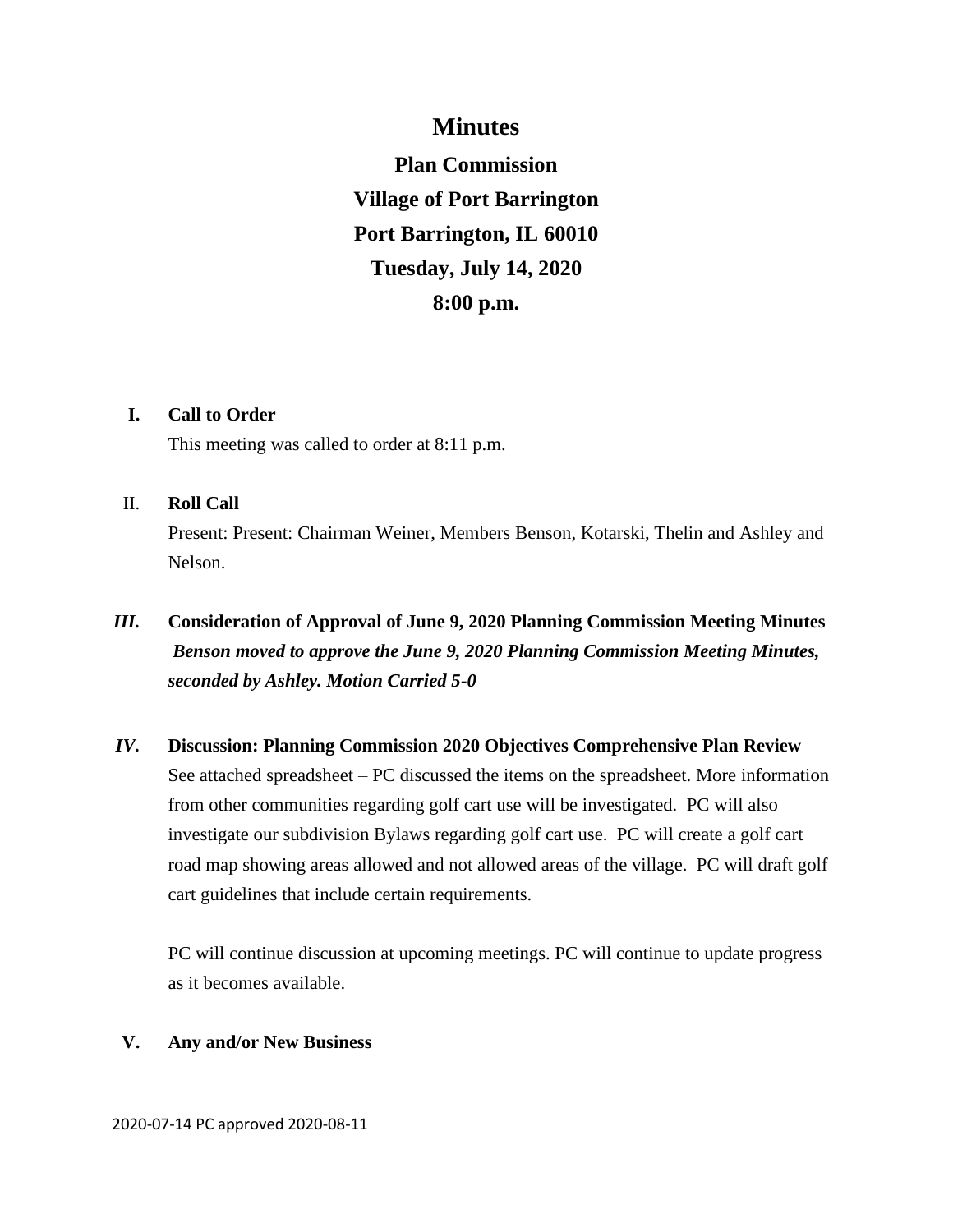# Minutes

## Plan Commission
## Village of Port Barrington
## Port Barrington, IL 60010
## Tuesday, July 14, 2020
## 8:00 p.m.

**I. Call to Order**

This meeting was called to order at 8:11 p.m.

II. **Roll Call**

Present: Present: Chairman Weiner, Members Benson, Kotarski, Thelin and Ashley and Nelson.

***III.*** **Consideration of Approval of June 9, 2020 Planning Commission Meeting Minutes**

***Benson moved to approve the June 9, 2020 Planning Commission Meeting Minutes, seconded by Ashley. Motion Carried 5-0***

***IV.*** **Discussion: Planning Commission 2020 Objectives Comprehensive Plan Review**

See attached spreadsheet – PC discussed the items on the spreadsheet. More information from other communities regarding golf cart use will be investigated. PC will also investigate our subdivision Bylaws regarding golf cart use. PC will create a golf cart road map showing areas allowed and not allowed areas of the village. PC will draft golf cart guidelines that include certain requirements.

PC will continue discussion at upcoming meetings. PC will continue to update progress as it becomes available.

**V. Any and/or New Business**

2020-07-14 PC approved 2020-08-11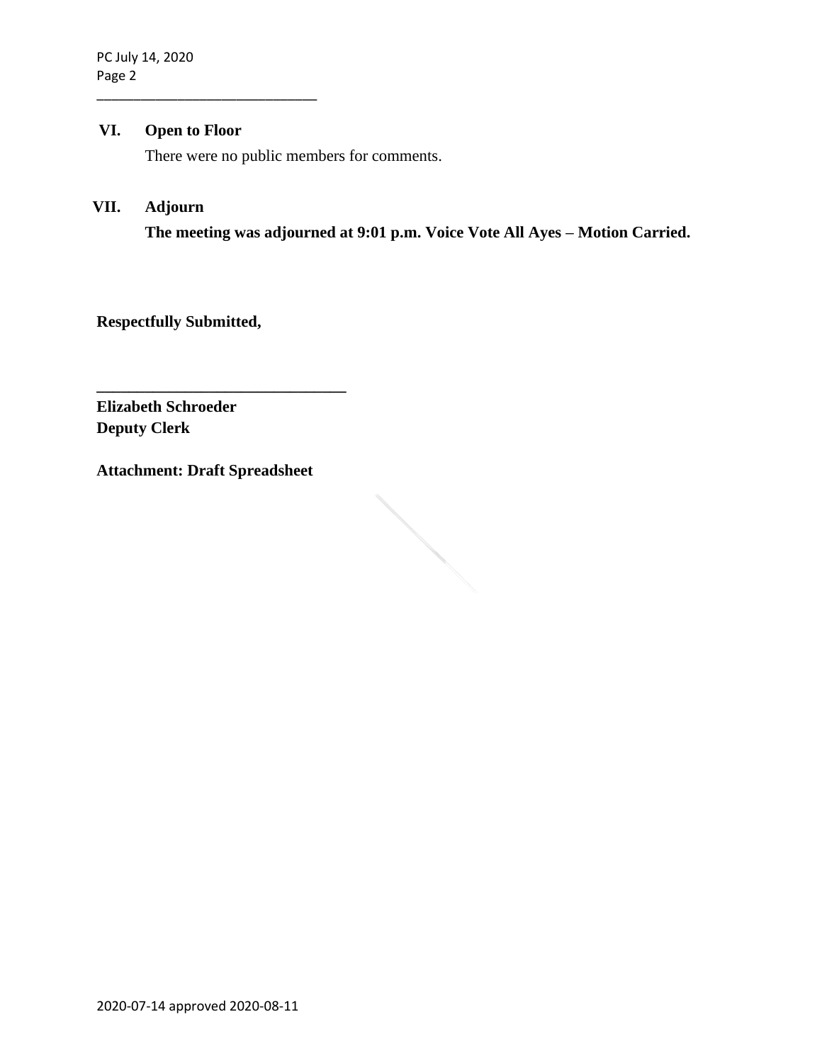## VI. Open to Floor

There were no public members for comments.

## VII. Adjourn

**The meeting was adjourned at 9:01 p.m. Voice Vote All Ayes – Motion Carried.**

**Respectfully Submitted,**

**_______________________________**
**Elizabeth Schroeder**
**Deputy Clerk**

**Attachment: Draft Spreadsheet**

2020-07-14 approved 2020-08-11